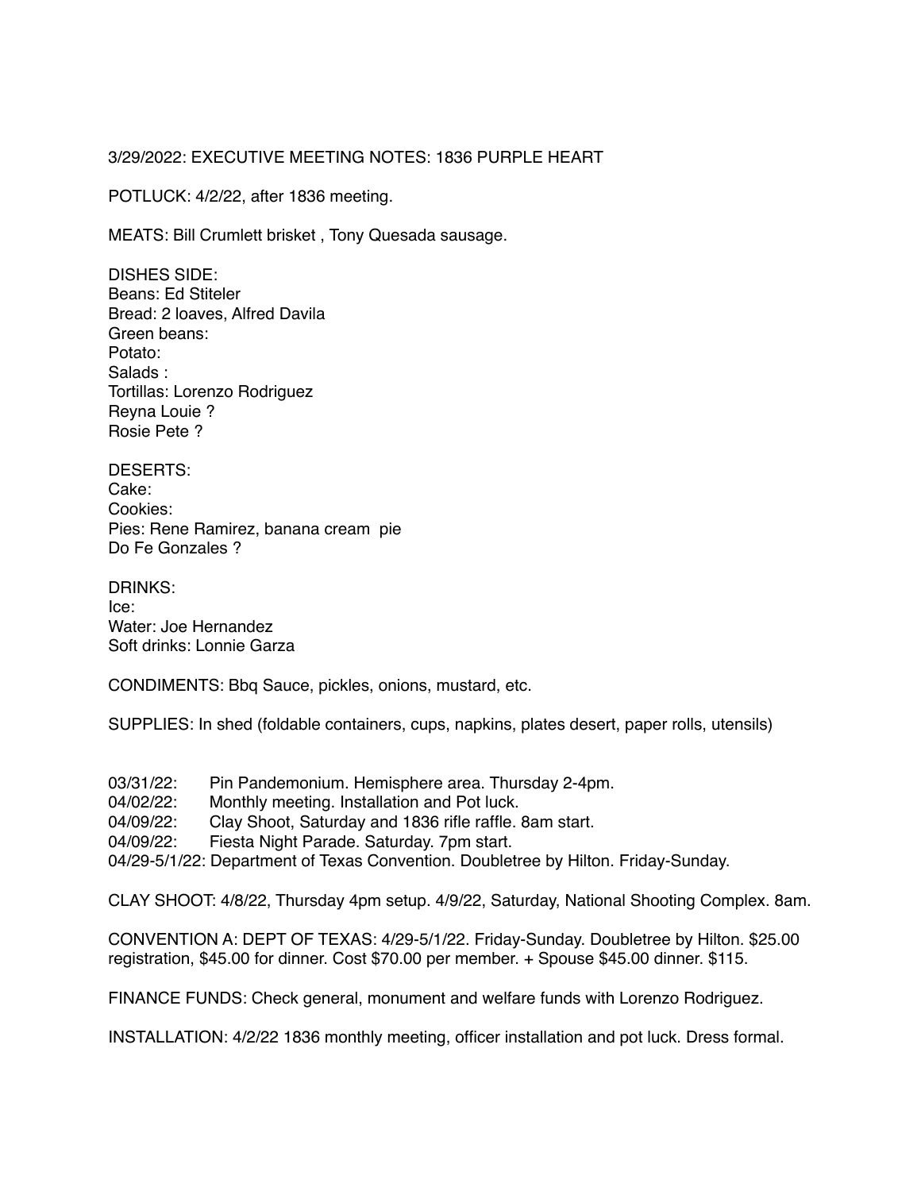3/29/2022: EXECUTIVE MEETING NOTES: 1836 PURPLE HEART

POTLUCK: 4/2/22, after 1836 meeting.

MEATS: Bill Crumlett brisket , Tony Quesada sausage.

DISHES SIDE:
Beans: Ed Stiteler
Bread: 2 loaves, Alfred Davila
Green beans:
Potato:
Salads :
Tortillas: Lorenzo Rodriguez
Reyna Louie ?
Rosie Pete ?

DESERTS:
Cake:
Cookies:
Pies: Rene Ramirez, banana cream pie
Do Fe Gonzales ?

DRINKS:
Ice:
Water: Joe Hernandez
Soft drinks: Lonnie Garza

CONDIMENTS: Bbq Sauce, pickles, onions, mustard, etc.

SUPPLIES: In shed (foldable containers, cups, napkins, plates desert, paper rolls, utensils)

03/31/22: Pin Pandemonium. Hemisphere area. Thursday 2-4pm.
04/02/22: Monthly meeting. Installation and Pot luck.
04/09/22: Clay Shoot, Saturday and 1836 rifle raffle. 8am start.
04/09/22: Fiesta Night Parade. Saturday. 7pm start.
04/29-5/1/22: Department of Texas Convention. Doubletree by Hilton. Friday-Sunday.

CLAY SHOOT: 4/8/22, Thursday 4pm setup. 4/9/22, Saturday, National Shooting Complex. 8am.

CONVENTION A: DEPT OF TEXAS: 4/29-5/1/22. Friday-Sunday. Doubletree by Hilton. $25.00 registration, $45.00 for dinner. Cost $70.00 per member. + Spouse $45.00 dinner. $115.

FINANCE FUNDS: Check general, monument and welfare funds with Lorenzo Rodriguez.

INSTALLATION: 4/2/22 1836 monthly meeting, officer installation and pot luck. Dress formal.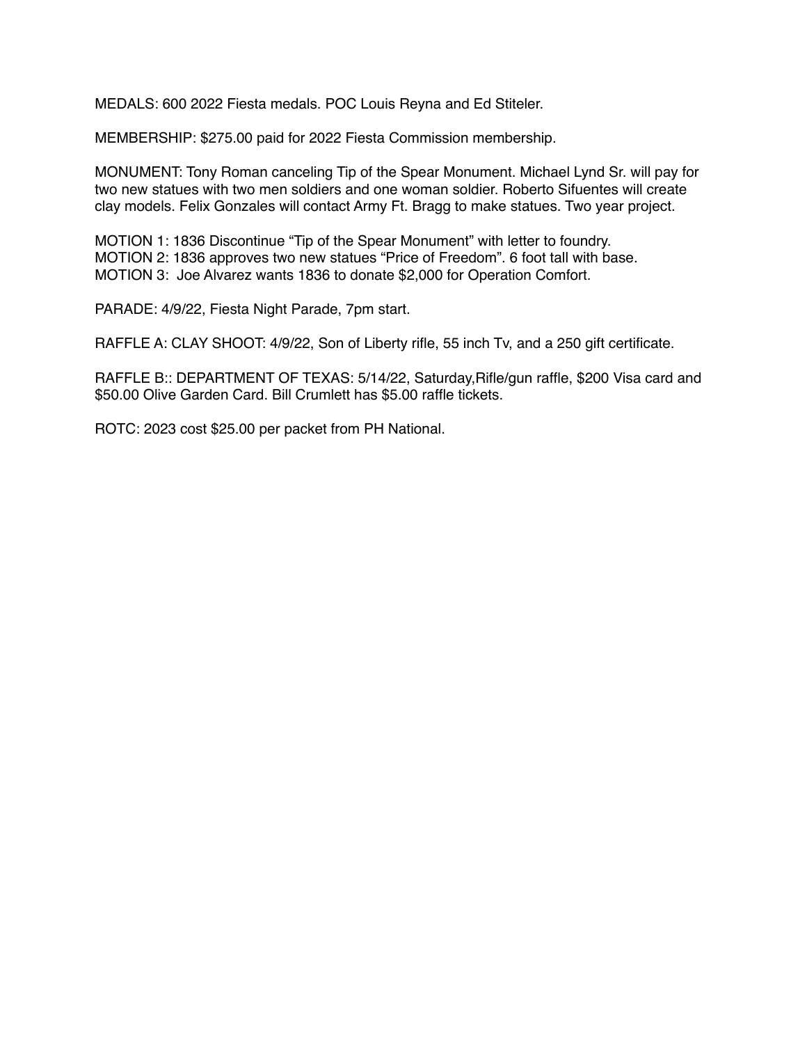MEDALS: 600 2022 Fiesta medals. POC Louis Reyna and Ed Stiteler.

MEMBERSHIP: $275.00 paid for 2022 Fiesta Commission membership.

MONUMENT: Tony Roman canceling Tip of the Spear Monument. Michael Lynd Sr. will pay for two new statues with two men soldiers and one woman soldier. Roberto Sifuentes will create clay models. Felix Gonzales will contact Army Ft. Bragg to make statues. Two year project.

MOTION 1: 1836 Discontinue "Tip of the Spear Monument" with letter to foundry.
MOTION 2: 1836 approves two new statues "Price of Freedom". 6 foot tall with base.
MOTION 3: Joe Alvarez wants 1836 to donate $2,000 for Operation Comfort.

PARADE: 4/9/22, Fiesta Night Parade, 7pm start.

RAFFLE A: CLAY SHOOT: 4/9/22, Son of Liberty rifle, 55 inch Tv, and a 250 gift certificate.

RAFFLE B:: DEPARTMENT OF TEXAS: 5/14/22, Saturday,Rifle/gun raffle, $200 Visa card and $50.00 Olive Garden Card. Bill Crumlett has $5.00 raffle tickets.

ROTC: 2023 cost $25.00 per packet from PH National.